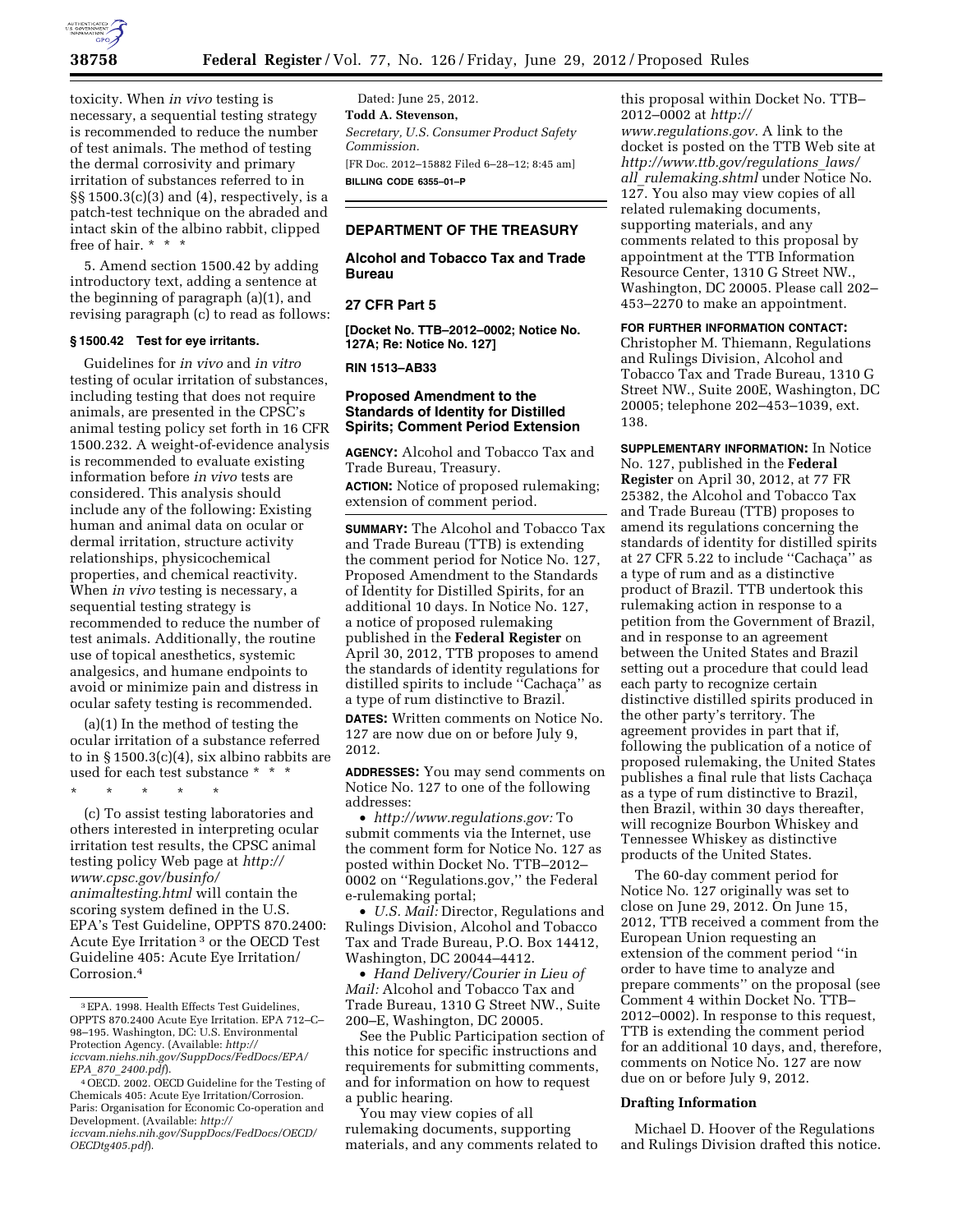toxicity. When *in vivo* testing is necessary, a sequential testing strategy is recommended to reduce the number of test animals. The method of testing the dermal corrosivity and primary irritation of substances referred to in §§ 1500.3(c)(3) and (4), respectively, is a patch-test technique on the abraded and intact skin of the albino rabbit, clipped free of hair. * * *

5. Amend section 1500.42 by adding introductory text, adding a sentence at the beginning of paragraph (a)(1), and revising paragraph (c) to read as follows:

**§ 1500.42 Test for eye irritants.**

Guidelines for *in vivo* and *in vitro* testing of ocular irritation of substances, including testing that does not require animals, are presented in the CPSC's animal testing policy set forth in 16 CFR 1500.232. A weight-of-evidence analysis is recommended to evaluate existing information before *in vivo* tests are considered. This analysis should include any of the following: Existing human and animal data on ocular or dermal irritation, structure activity relationships, physicochemical properties, and chemical reactivity. When *in vivo* testing is necessary, a sequential testing strategy is recommended to reduce the number of test animals. Additionally, the routine use of topical anesthetics, systemic analgesics, and humane endpoints to avoid or minimize pain and distress in ocular safety testing is recommended.

(a)(1) In the method of testing the ocular irritation of a substance referred to in § 1500.3(c)(4), six albino rabbits are used for each test substance * * *

\* \* \* \* \*

(c) To assist testing laboratories and others interested in interpreting ocular irritation test results, the CPSC animal testing policy Web page at *http://www.cpsc.gov/businfo/animaltesting.html* will contain the scoring system defined in the U.S. EPA's Test Guideline, OPPTS 870.2400: Acute Eye Irritation[3] or the OECD Test Guideline 405: Acute Eye Irritation/Corrosion.[4]

[3] EPA. 1998. Health Effects Test Guidelines, OPPTS 870.2400 Acute Eye Irritation. EPA 712–C–98–195. Washington, DC: U.S. Environmental Protection Agency. (Available: *http://iccvam.niehs.nih.gov/SuppDocs/FedDocs/EPA/EPA_870_2400.pdf*).

[4] OECD. 2002. OECD Guideline for the Testing of Chemicals 405: Acute Eye Irritation/Corrosion. Paris: Organisation for Economic Co-operation and Development. (Available: *http://iccvam.niehs.nih.gov/SuppDocs/FedDocs/OECD/OECDtg405.pdf*).

Dated: June 25, 2012.

**Todd A. Stevenson,**

*Secretary, U.S. Consumer Product Safety Commission.*

[FR Doc. 2012–15882 Filed 6–28–12; 8:45 am]

**BILLING CODE 6355–01–P**

## DEPARTMENT OF THE TREASURY

## Alcohol and Tobacco Tax and Trade Bureau

## 27 CFR Part 5

**[Docket No. TTB–2012–0002; Notice No. 127A; Re: Notice No. 127]**

**RIN 1513–AB33**

## Proposed Amendment to the Standards of Identity for Distilled Spirits; Comment Period Extension

**AGENCY:** Alcohol and Tobacco Tax and Trade Bureau, Treasury.

**ACTION:** Notice of proposed rulemaking; extension of comment period.

**SUMMARY:** The Alcohol and Tobacco Tax and Trade Bureau (TTB) is extending the comment period for Notice No. 127, Proposed Amendment to the Standards of Identity for Distilled Spirits, for an additional 10 days. In Notice No. 127, a notice of proposed rulemaking published in the **Federal Register** on April 30, 2012, TTB proposes to amend the standards of identity regulations for distilled spirits to include ''Cachaça'' as a type of rum distinctive to Brazil.

**DATES:** Written comments on Notice No. 127 are now due on or before July 9, 2012.

**ADDRESSES:** You may send comments on Notice No. 127 to one of the following addresses:

- *http://www.regulations.gov:* To submit comments via the Internet, use the comment form for Notice No. 127 as posted within Docket No. TTB–2012–0002 on ''Regulations.gov,'' the Federal e-rulemaking portal;
- *U.S. Mail:* Director, Regulations and Rulings Division, Alcohol and Tobacco Tax and Trade Bureau, P.O. Box 14412, Washington, DC 20044–4412.
- *Hand Delivery/Courier in Lieu of Mail:* Alcohol and Tobacco Tax and Trade Bureau, 1310 G Street NW., Suite 200–E, Washington, DC 20005.

See the Public Participation section of this notice for specific instructions and requirements for submitting comments, and for information on how to request a public hearing.

You may view copies of all rulemaking documents, supporting materials, and any comments related to this proposal within Docket No. TTB–2012–0002 at *http://www.regulations.gov.* A link to the docket is posted on the TTB Web site at *http://www.ttb.gov/regulations_laws/all_rulemaking.shtml* under Notice No. 127. You also may view copies of all related rulemaking documents, supporting materials, and any comments related to this proposal by appointment at the TTB Information Resource Center, 1310 G Street NW., Washington, DC 20005. Please call 202–453–2270 to make an appointment.

**FOR FURTHER INFORMATION CONTACT:** Christopher M. Thiemann, Regulations and Rulings Division, Alcohol and Tobacco Tax and Trade Bureau, 1310 G Street NW., Suite 200E, Washington, DC 20005; telephone 202–453–1039, ext. 138.

**SUPPLEMENTARY INFORMATION:** In Notice No. 127, published in the **Federal Register** on April 30, 2012, at 77 FR 25382, the Alcohol and Tobacco Tax and Trade Bureau (TTB) proposes to amend its regulations concerning the standards of identity for distilled spirits at 27 CFR 5.22 to include ''Cachaça'' as a type of rum and as a distinctive product of Brazil. TTB undertook this rulemaking action in response to a petition from the Government of Brazil, and in response to an agreement between the United States and Brazil setting out a procedure that could lead each party to recognize certain distinctive distilled spirits produced in the other party's territory. The agreement provides in part that if, following the publication of a notice of proposed rulemaking, the United States publishes a final rule that lists Cachaça as a type of rum distinctive to Brazil, then Brazil, within 30 days thereafter, will recognize Bourbon Whiskey and Tennessee Whiskey as distinctive products of the United States.

The 60-day comment period for Notice No. 127 originally was set to close on June 29, 2012. On June 15, 2012, TTB received a comment from the European Union requesting an extension of the comment period ''in order to have time to analyze and prepare comments'' on the proposal (see Comment 4 within Docket No. TTB–2012–0002). In response to this request, TTB is extending the comment period for an additional 10 days, and, therefore, comments on Notice No. 127 are now due on or before July 9, 2012.

### Drafting Information

Michael D. Hoover of the Regulations and Rulings Division drafted this notice.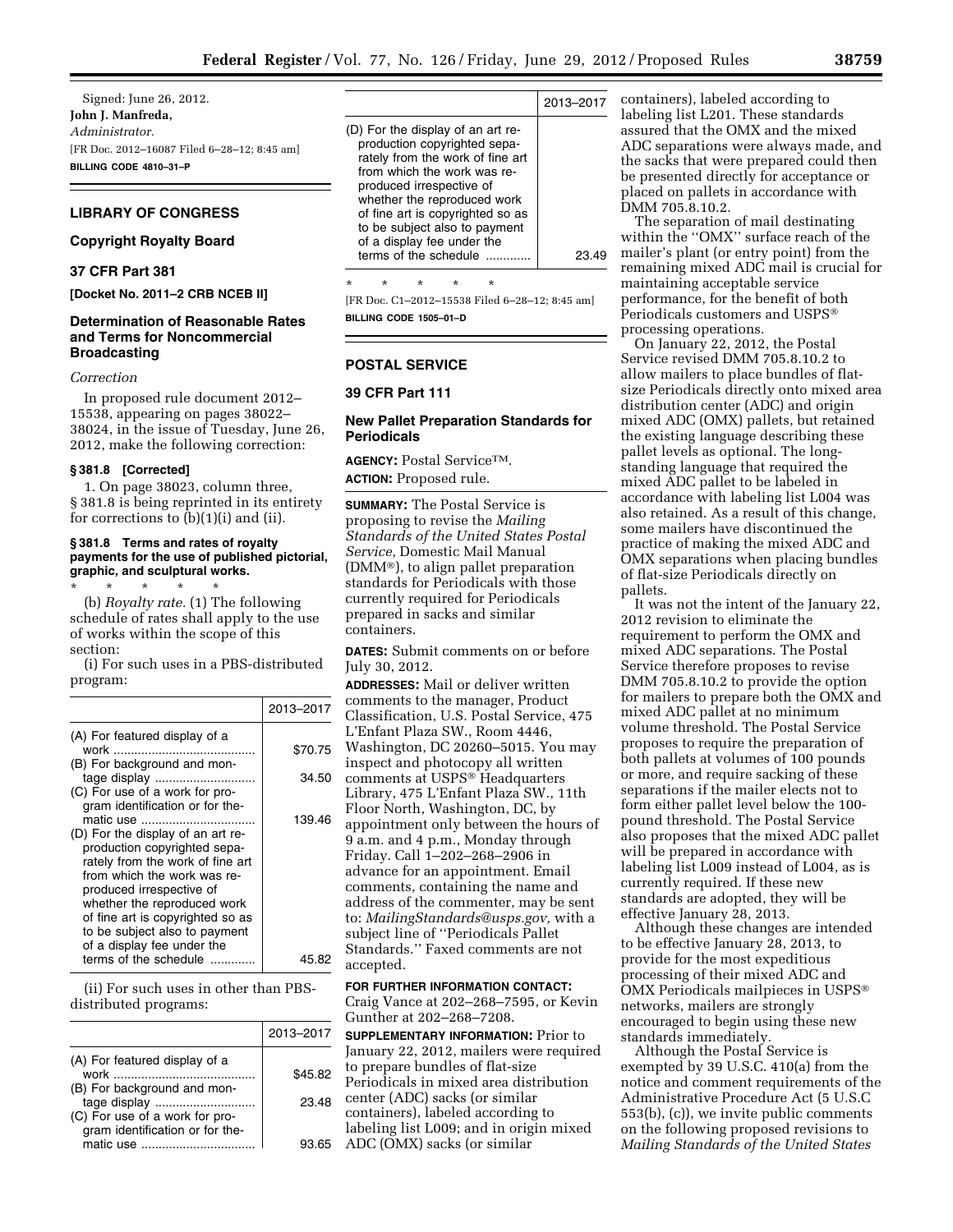Signed: June 26, 2012.

**John J. Manfreda,**

*Administrator.*

[FR Doc. 2012–16087 Filed 6–28–12; 8:45 am]

**BILLING CODE 4810–31–P**

## LIBRARY OF CONGRESS

### Copyright Royalty Board

### 37 CFR Part 381

**[Docket No. 2011–2 CRB NCEB II]**

### Determination of Reasonable Rates and Terms for Noncommercial Broadcasting

*Correction*

In proposed rule document 2012–15538, appearing on pages 38022–38024, in the issue of Tuesday, June 26, 2012, make the following correction:

**§ 381.8 [Corrected]**

1. On page 38023, column three, § 381.8 is being reprinted in its entirety for corrections to (b)(1)(i) and (ii).

**§ 381.8 Terms and rates of royalty payments for the use of published pictorial, graphic, and sculptural works.**

\* \* \* \* \*

(b) *Royalty rate.* (1) The following schedule of rates shall apply to the use of works within the scope of this section:

(i) For such uses in a PBS-distributed program:

| | 2013–2017 |
|---|---|
| (A) For featured display of a work | $70.75 |
| (B) For background and montage display | 34.50 |
| (C) For use of a work for program identification or for thematic use | 139.46 |
| (D) For the display of an art reproduction copyrighted separately from the work of fine art from which the work was reproduced irrespective of whether the reproduced work of fine art is copyrighted so as to be subject also to payment of a display fee under the terms of the schedule | 45.82 |

(ii) For such uses in other than PBS-distributed programs:

| | 2013–2017 |
|---|---|
| (A) For featured display of a work | $45.82 |
| (B) For background and montage display | 23.48 |
| (C) For use of a work for program identification or for thematic use | 93.65 |
| (D) For the display of an art reproduction copyrighted separately from the work of fine art from which the work was reproduced irrespective of whether the reproduced work of fine art is copyrighted so as to be subject also to payment of a display fee under the terms of the schedule | 23.49 |

\* \* \* \* \*

[FR Doc. C1–2012–15538 Filed 6–28–12; 8:45 am]

**BILLING CODE 1505–01–D**

## POSTAL SERVICE

### 39 CFR Part 111

### New Pallet Preparation Standards for Periodicals

**AGENCY:** Postal Service™.

**ACTION:** Proposed rule.

**SUMMARY:** The Postal Service is proposing to revise the *Mailing Standards of the United States Postal Service,* Domestic Mail Manual (DMM®), to align pallet preparation standards for Periodicals with those currently required for Periodicals prepared in sacks and similar containers.

**DATES:** Submit comments on or before July 30, 2012.

**ADDRESSES:** Mail or deliver written comments to the manager, Product Classification, U.S. Postal Service, 475 L'Enfant Plaza SW., Room 4446, Washington, DC 20260–5015. You may inspect and photocopy all written comments at USPS® Headquarters Library, 475 L'Enfant Plaza SW., 11th Floor North, Washington, DC, by appointment only between the hours of 9 a.m. and 4 p.m., Monday through Friday. Call 1–202–268–2906 in advance for an appointment. Email comments, containing the name and address of the commenter, may be sent to: *MailingStandards@usps.gov,* with a subject line of ''Periodicals Pallet Standards.'' Faxed comments are not accepted.

**FOR FURTHER INFORMATION CONTACT:** Craig Vance at 202–268–7595, or Kevin Gunther at 202–268–7208.

**SUPPLEMENTARY INFORMATION:** Prior to January 22, 2012, mailers were required to prepare bundles of flat-size Periodicals in mixed area distribution center (ADC) sacks (or similar containers), labeled according to labeling list L009; and in origin mixed ADC (OMX) sacks (or similar containers), labeled according to labeling list L201. These standards assured that the OMX and the mixed ADC separations were always made, and the sacks that were prepared could then be presented directly for acceptance or placed on pallets in accordance with DMM 705.8.10.2.

The separation of mail destinating within the ''OMX'' surface reach of the mailer's plant (or entry point) from the remaining mixed ADC mail is crucial for maintaining acceptable service performance, for the benefit of both Periodicals customers and USPS® processing operations.

On January 22, 2012, the Postal Service revised DMM 705.8.10.2 to allow mailers to place bundles of flat-size Periodicals directly onto mixed area distribution center (ADC) and origin mixed ADC (OMX) pallets, but retained the existing language describing these pallet levels as optional. The long-standing language that required the mixed ADC pallet to be labeled in accordance with labeling list L004 was also retained. As a result of this change, some mailers have discontinued the practice of making the mixed ADC and OMX separations when placing bundles of flat-size Periodicals directly on pallets.

It was not the intent of the January 22, 2012 revision to eliminate the requirement to perform the OMX and mixed ADC separations. The Postal Service therefore proposes to revise DMM 705.8.10.2 to provide the option for mailers to prepare both the OMX and mixed ADC pallet at no minimum volume threshold. The Postal Service proposes to require the preparation of both pallets at volumes of 100 pounds or more, and require sacking of these separations if the mailer elects not to form either pallet level below the 100-pound threshold. The Postal Service also proposes that the mixed ADC pallet will be prepared in accordance with labeling list L009 instead of L004, as is currently required. If these new standards are adopted, they will be effective January 28, 2013.

Although these changes are intended to be effective January 28, 2013, to provide for the most expeditious processing of their mixed ADC and OMX Periodicals mailpieces in USPS® networks, mailers are strongly encouraged to begin using these new standards immediately.

Although the Postal Service is exempted by 39 U.S.C. 410(a) from the notice and comment requirements of the Administrative Procedure Act (5 U.S.C 553(b), (c)), we invite public comments on the following proposed revisions to *Mailing Standards of the United States*